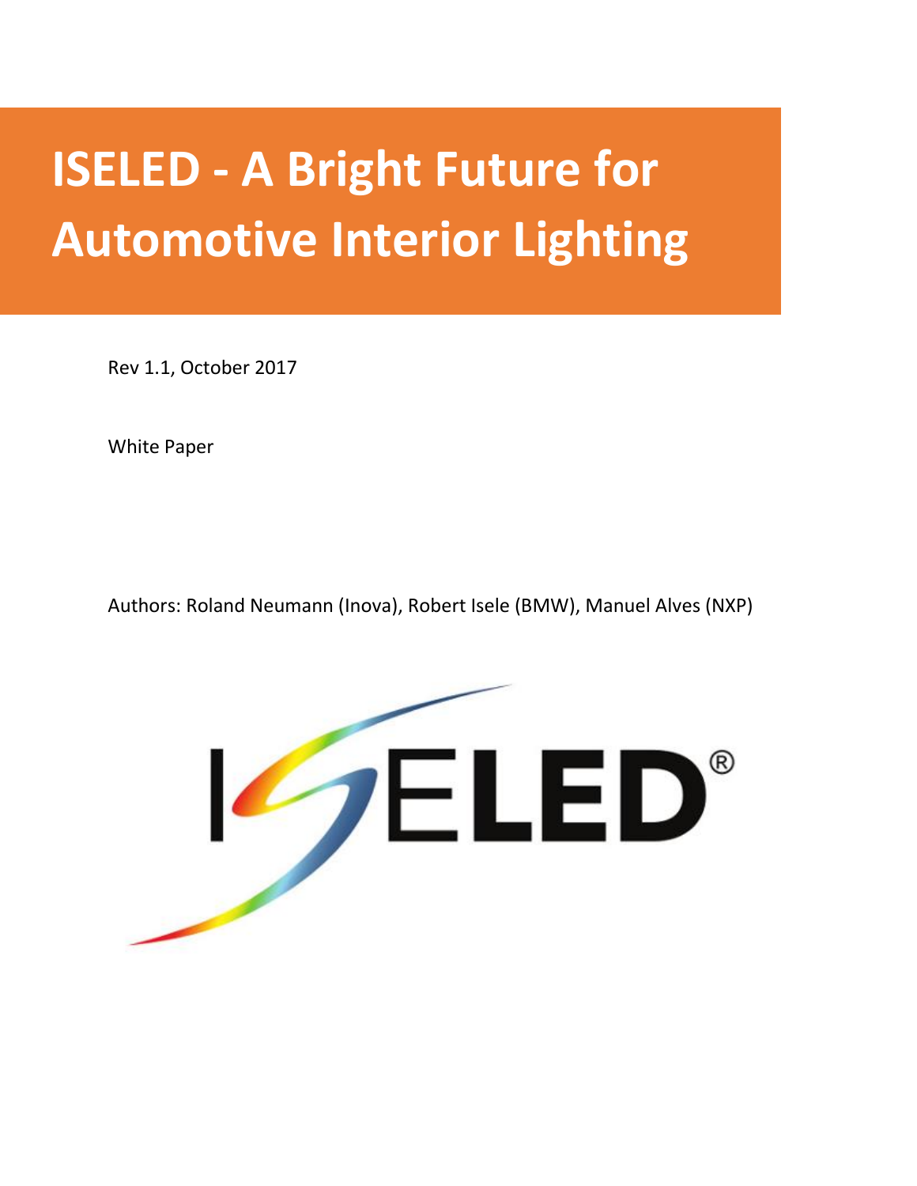# ISELED - A Bright Future for Automotive Interior Lighting

Rev 1.1, October 2017

White Paper

Authors: Roland Neumann (Inova), Robert Isele (BMW), Manuel Alves (NXP)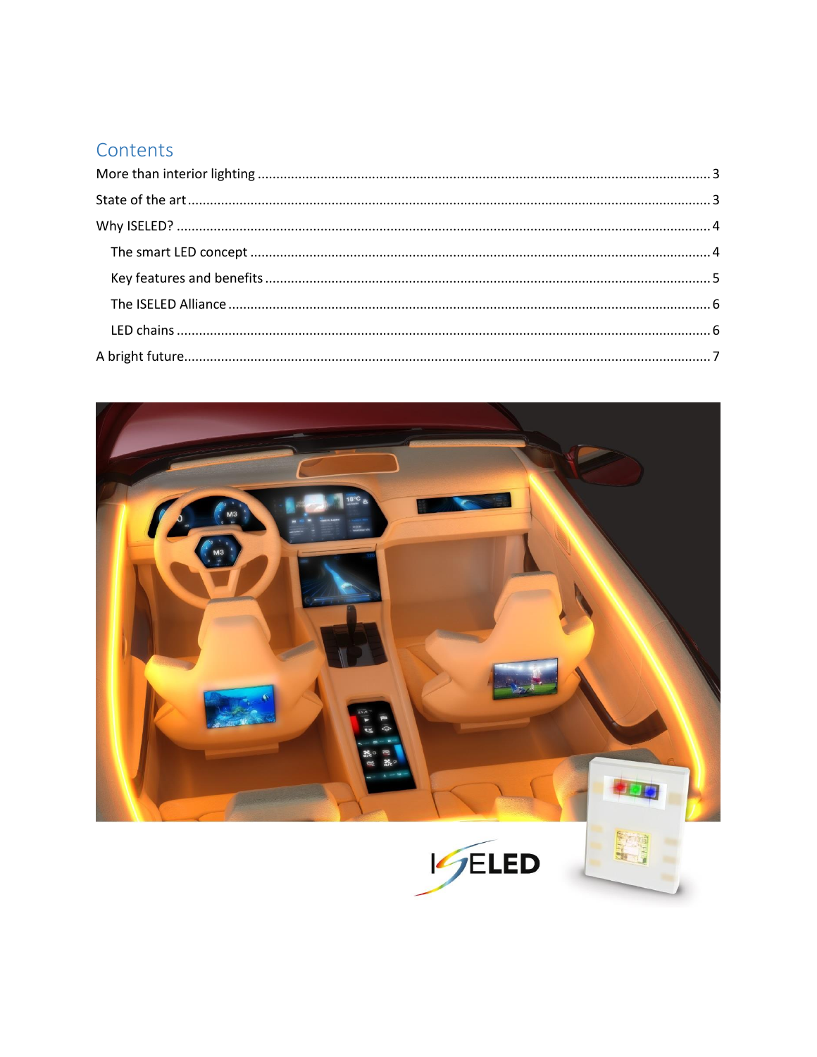## Contents

- More than interior lighting ... 3
- State of the art ... 3
- Why ISELED? ... 4
  - The smart LED concept ... 4
  - Key features and benefits ... 5
  - The ISELED Alliance ... 6
  - LED chains ... 6
- A bright future ... 7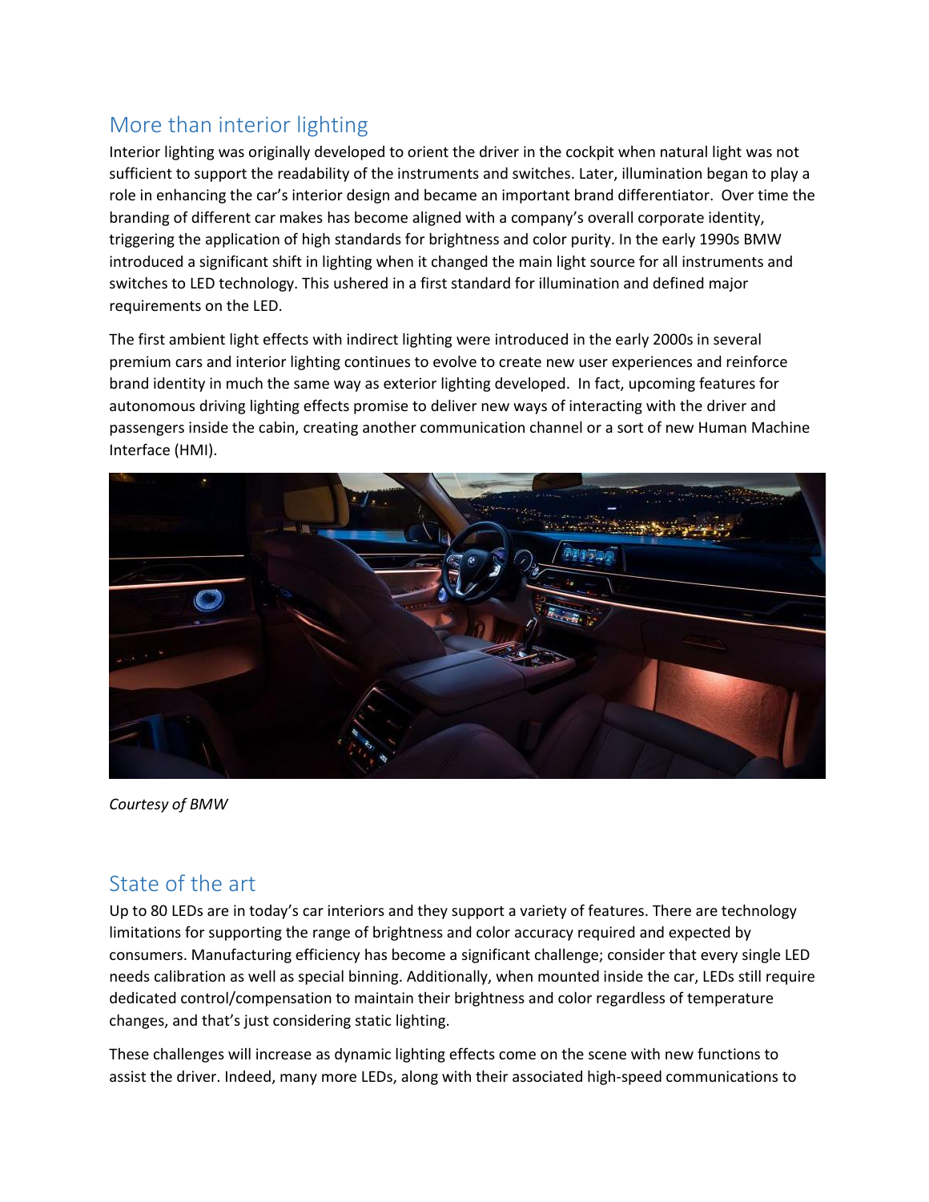## More than interior lighting

Interior lighting was originally developed to orient the driver in the cockpit when natural light was not sufficient to support the readability of the instruments and switches. Later, illumination began to play a role in enhancing the car's interior design and became an important brand differentiator. Over time the branding of different car makes has become aligned with a company's overall corporate identity, triggering the application of high standards for brightness and color purity. In the early 1990s BMW introduced a significant shift in lighting when it changed the main light source for all instruments and switches to LED technology. This ushered in a first standard for illumination and defined major requirements on the LED.

The first ambient light effects with indirect lighting were introduced in the early 2000s in several premium cars and interior lighting continues to evolve to create new user experiences and reinforce brand identity in much the same way as exterior lighting developed. In fact, upcoming features for autonomous driving lighting effects promise to deliver new ways of interacting with the driver and passengers inside the cabin, creating another communication channel or a sort of new Human Machine Interface (HMI).

*Courtesy of BMW*

## State of the art

Up to 80 LEDs are in today's car interiors and they support a variety of features. There are technology limitations for supporting the range of brightness and color accuracy required and expected by consumers. Manufacturing efficiency has become a significant challenge; consider that every single LED needs calibration as well as special binning. Additionally, when mounted inside the car, LEDs still require dedicated control/compensation to maintain their brightness and color regardless of temperature changes, and that's just considering static lighting.

These challenges will increase as dynamic lighting effects come on the scene with new functions to assist the driver. Indeed, many more LEDs, along with their associated high-speed communications to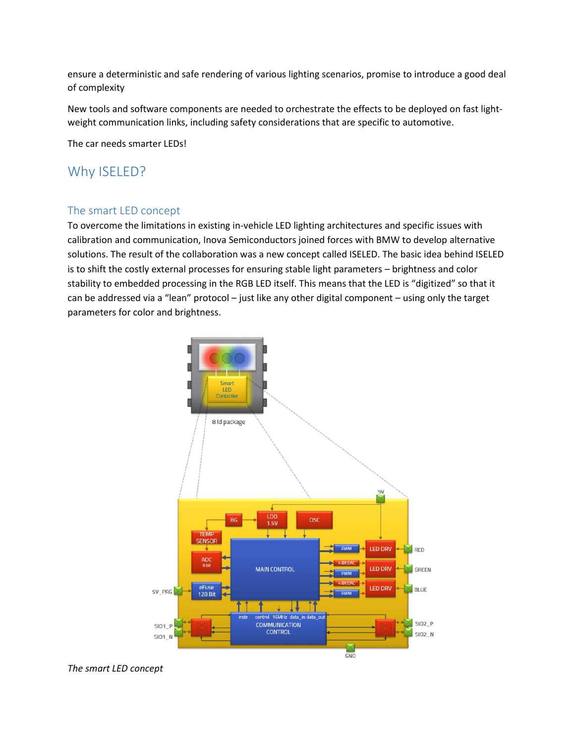ensure a deterministic and safe rendering of various lighting scenarios, promise to introduce a good deal of complexity

New tools and software components are needed to orchestrate the effects to be deployed on fast light-weight communication links, including safety considerations that are specific to automotive.

The car needs smarter LEDs!

## Why ISELED?

### The smart LED concept

To overcome the limitations in existing in-vehicle LED lighting architectures and specific issues with calibration and communication, Inova Semiconductors joined forces with BMW to develop alternative solutions. The result of the collaboration was a new concept called ISELED. The basic idea behind ISELED is to shift the costly external processes for ensuring stable light parameters – brightness and color stability to embedded processing in the RGB LED itself. This means that the LED is "digitized" so that it can be addressed via a "lean" protocol – just like any other digital component – using only the target parameters for color and brightness.

*The smart LED concept*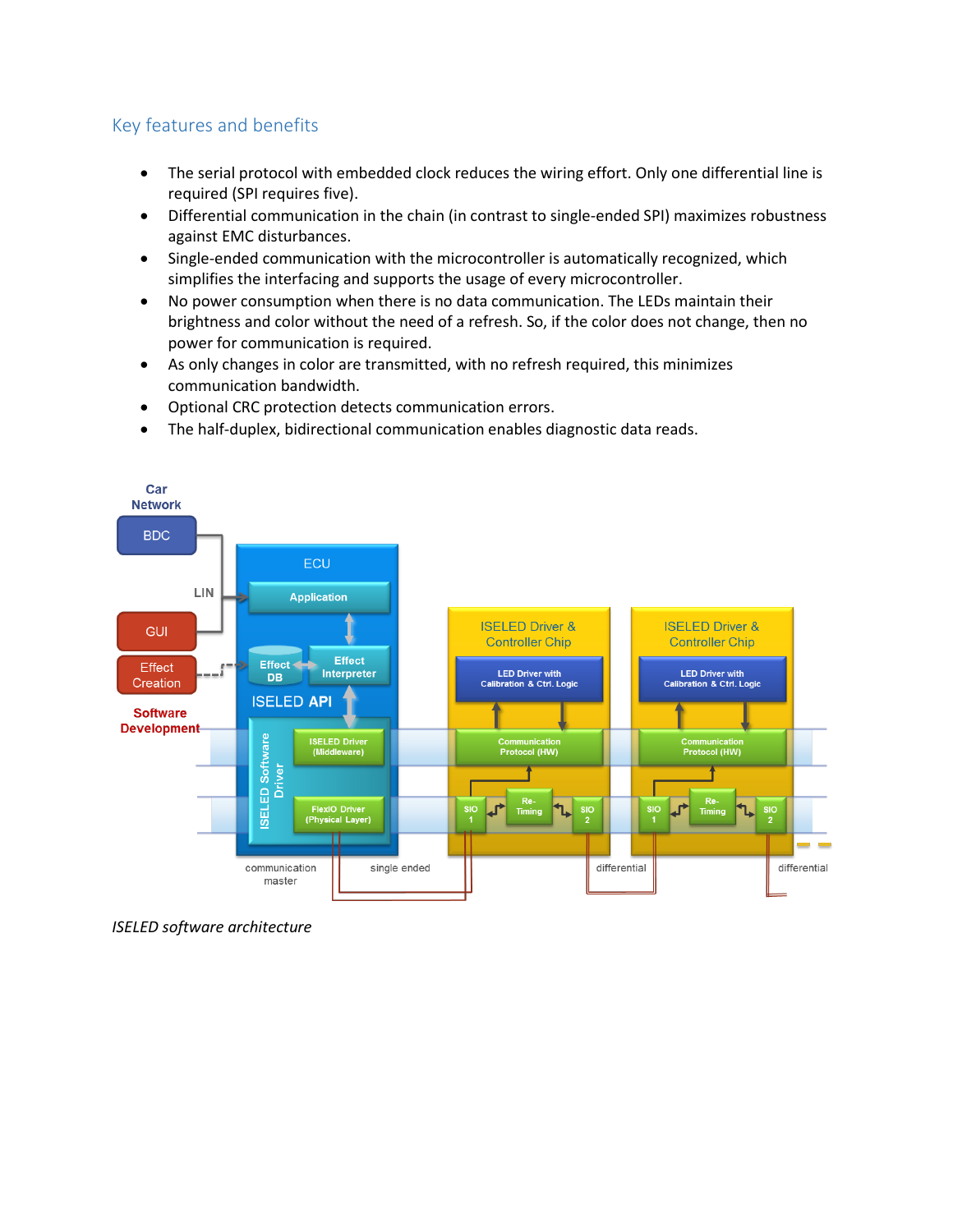## Key features and benefits

- The serial protocol with embedded clock reduces the wiring effort. Only one differential line is required (SPI requires five).
- Differential communication in the chain (in contrast to single-ended SPI) maximizes robustness against EMC disturbances.
- Single-ended communication with the microcontroller is automatically recognized, which simplifies the interfacing and supports the usage of every microcontroller.
- No power consumption when there is no data communication. The LEDs maintain their brightness and color without the need of a refresh. So, if the color does not change, then no power for communication is required.
- As only changes in color are transmitted, with no refresh required, this minimizes communication bandwidth.
- Optional CRC protection detects communication errors.
- The half-duplex, bidirectional communication enables diagnostic data reads.

*ISELED software architecture*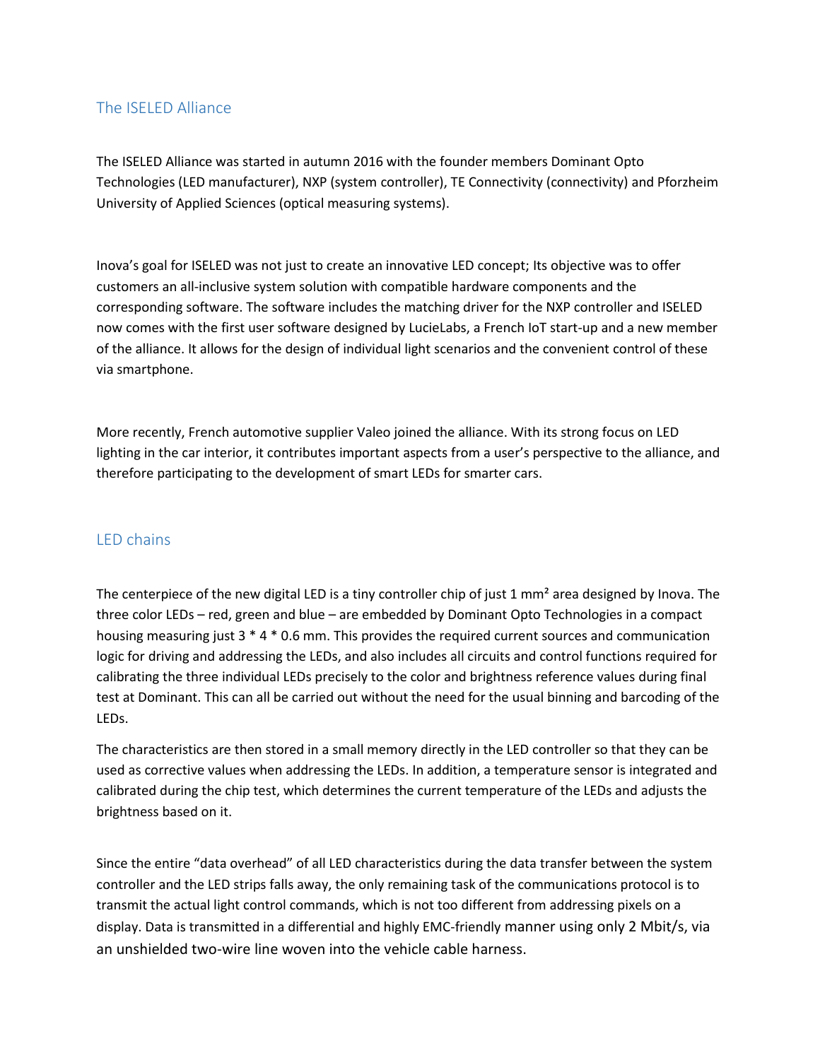## The ISELED Alliance

The ISELED Alliance was started in autumn 2016 with the founder members Dominant Opto Technologies (LED manufacturer), NXP (system controller), TE Connectivity (connectivity) and Pforzheim University of Applied Sciences (optical measuring systems).

Inova's goal for ISELED was not just to create an innovative LED concept; Its objective was to offer customers an all-inclusive system solution with compatible hardware components and the corresponding software. The software includes the matching driver for the NXP controller and ISELED now comes with the first user software designed by LucieLabs, a French IoT start-up and a new member of the alliance. It allows for the design of individual light scenarios and the convenient control of these via smartphone.

More recently, French automotive supplier Valeo joined the alliance. With its strong focus on LED lighting in the car interior, it contributes important aspects from a user's perspective to the alliance, and therefore participating to the development of smart LEDs for smarter cars.

## LED chains

The centerpiece of the new digital LED is a tiny controller chip of just 1 mm² area designed by Inova. The three color LEDs – red, green and blue – are embedded by Dominant Opto Technologies in a compact housing measuring just 3 * 4 * 0.6 mm. This provides the required current sources and communication logic for driving and addressing the LEDs, and also includes all circuits and control functions required for calibrating the three individual LEDs precisely to the color and brightness reference values during final test at Dominant. This can all be carried out without the need for the usual binning and barcoding of the LEDs.

The characteristics are then stored in a small memory directly in the LED controller so that they can be used as corrective values when addressing the LEDs. In addition, a temperature sensor is integrated and calibrated during the chip test, which determines the current temperature of the LEDs and adjusts the brightness based on it.

Since the entire "data overhead" of all LED characteristics during the data transfer between the system controller and the LED strips falls away, the only remaining task of the communications protocol is to transmit the actual light control commands, which is not too different from addressing pixels on a display. Data is transmitted in a differential and highly EMC-friendly manner using only 2 Mbit/s, via an unshielded two-wire line woven into the vehicle cable harness.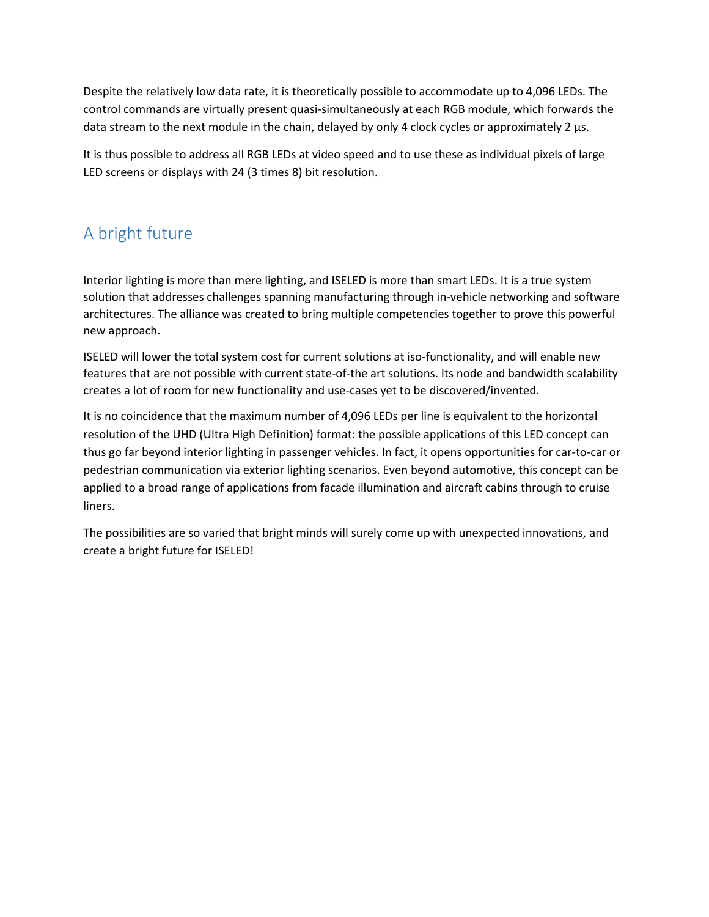Despite the relatively low data rate, it is theoretically possible to accommodate up to 4,096 LEDs. The control commands are virtually present quasi-simultaneously at each RGB module, which forwards the data stream to the next module in the chain, delayed by only 4 clock cycles or approximately 2 µs.

It is thus possible to address all RGB LEDs at video speed and to use these as individual pixels of large LED screens or displays with 24 (3 times 8) bit resolution.

## A bright future

Interior lighting is more than mere lighting, and ISELED is more than smart LEDs. It is a true system solution that addresses challenges spanning manufacturing through in-vehicle networking and software architectures. The alliance was created to bring multiple competencies together to prove this powerful new approach.

ISELED will lower the total system cost for current solutions at iso-functionality, and will enable new features that are not possible with current state-of-the art solutions. Its node and bandwidth scalability creates a lot of room for new functionality and use-cases yet to be discovered/invented.

It is no coincidence that the maximum number of 4,096 LEDs per line is equivalent to the horizontal resolution of the UHD (Ultra High Definition) format: the possible applications of this LED concept can thus go far beyond interior lighting in passenger vehicles. In fact, it opens opportunities for car-to-car or pedestrian communication via exterior lighting scenarios. Even beyond automotive, this concept can be applied to a broad range of applications from facade illumination and aircraft cabins through to cruise liners.

The possibilities are so varied that bright minds will surely come up with unexpected innovations, and create a bright future for ISELED!